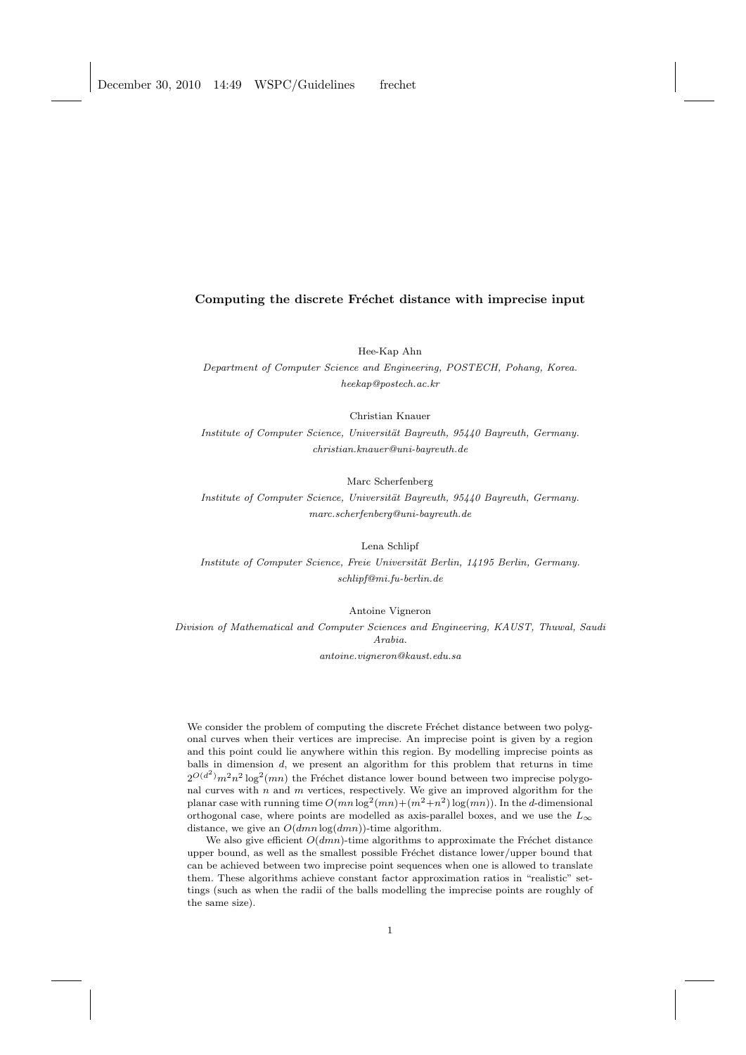# Computing the discrete Fréchet distance with imprecise input

Hee-Kap Ahn

*Department of Computer Science and Engineering, POSTECH, Pohang, Korea.*
*heekap@postech.ac.kr*

Christian Knauer

*Institute of Computer Science, Universität Bayreuth, 95440 Bayreuth, Germany.*
*christian.knauer@uni-bayreuth.de*

Marc Scherfenberg

*Institute of Computer Science, Universität Bayreuth, 95440 Bayreuth, Germany.*
*marc.scherfenberg@uni-bayreuth.de*

Lena Schlipf

*Institute of Computer Science, Freie Universität Berlin, 14195 Berlin, Germany.*
*schlipf@mi.fu-berlin.de*

Antoine Vigneron

*Division of Mathematical and Computer Sciences and Engineering, KAUST, Thuwal, Saudi Arabia.*
*antoine.vigneron@kaust.edu.sa*

We consider the problem of computing the discrete Fréchet distance between two polygonal curves when their vertices are imprecise. An imprecise point is given by a region and this point could lie anywhere within this region. By modelling imprecise points as balls in dimension $d$, we present an algorithm for this problem that returns in time $2^{O(d^2)}m^2n^2\log^2(mn)$ the Fréchet distance lower bound between two imprecise polygonal curves with $n$ and $m$ vertices, respectively. We give an improved algorithm for the planar case with running time $O(mn\log^2(mn)+(m^2+n^2)\log(mn))$. In the $d$-dimensional orthogonal case, where points are modelled as axis-parallel boxes, and we use the $L_\infty$ distance, we give an $O(dmn\log(dmn))$-time algorithm.

We also give efficient $O(dmn)$-time algorithms to approximate the Fréchet distance upper bound, as well as the smallest possible Fréchet distance lower/upper bound that can be achieved between two imprecise point sequences when one is allowed to translate them. These algorithms achieve constant factor approximation ratios in "realistic" settings (such as when the radii of the balls modelling the imprecise points are roughly of the same size).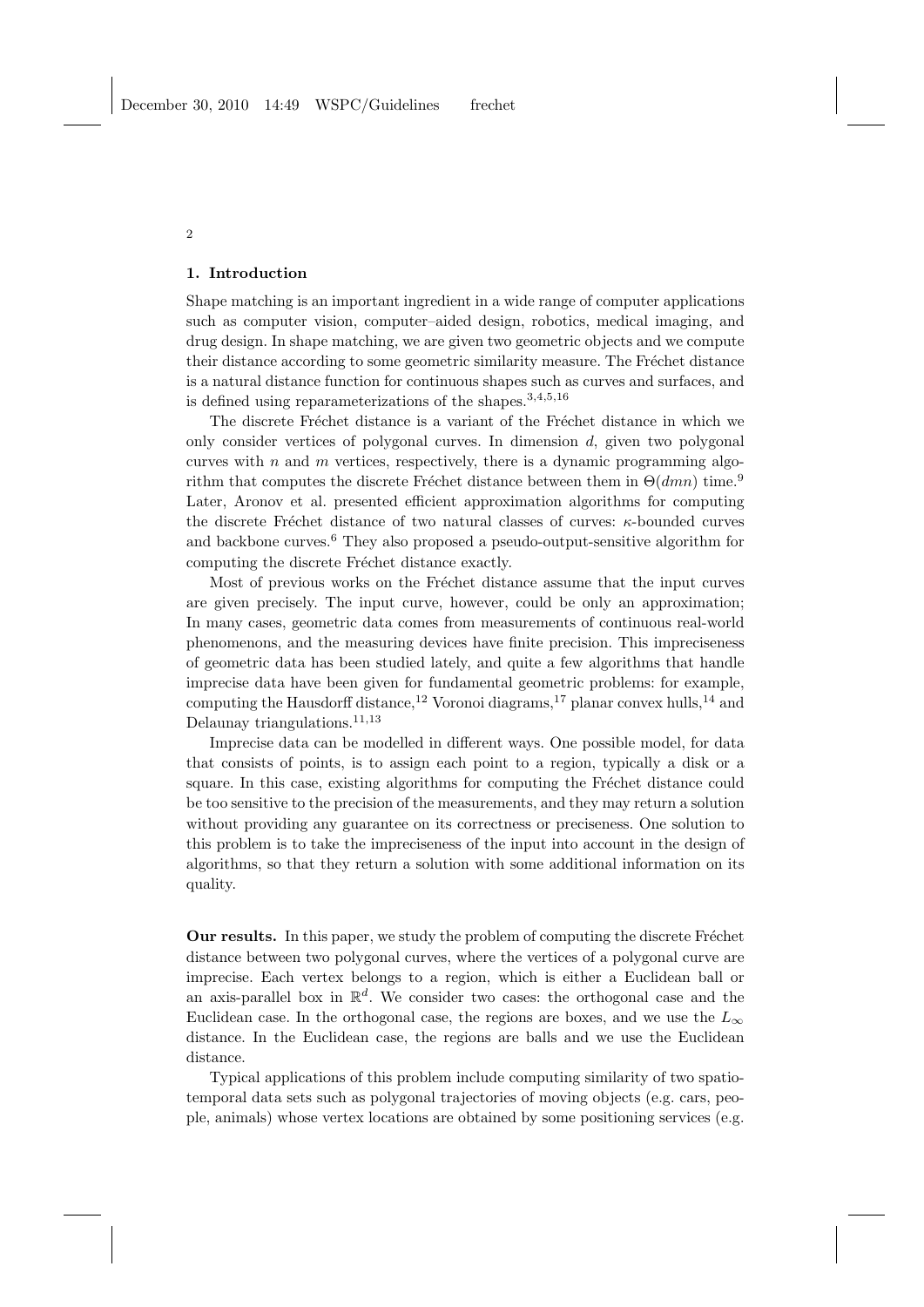## 1. Introduction

Shape matching is an important ingredient in a wide range of computer applications such as computer vision, computer–aided design, robotics, medical imaging, and drug design. In shape matching, we are given two geometric objects and we compute their distance according to some geometric similarity measure. The Fréchet distance is a natural distance function for continuous shapes such as curves and surfaces, and is defined using reparameterizations of the shapes.[3,4,5,16]

The discrete Fréchet distance is a variant of the Fréchet distance in which we only consider vertices of polygonal curves. In dimension $d$, given two polygonal curves with $n$ and $m$ vertices, respectively, there is a dynamic programming algorithm that computes the discrete Fréchet distance between them in $\Theta(dmn)$ time.[9] Later, Aronov et al. presented efficient approximation algorithms for computing the discrete Fréchet distance of two natural classes of curves: $\kappa$-bounded curves and backbone curves.[6] They also proposed a pseudo-output-sensitive algorithm for computing the discrete Fréchet distance exactly.

Most of previous works on the Fréchet distance assume that the input curves are given precisely. The input curve, however, could be only an approximation; In many cases, geometric data comes from measurements of continuous real-world phenomenons, and the measuring devices have finite precision. This impreciseness of geometric data has been studied lately, and quite a few algorithms that handle imprecise data have been given for fundamental geometric problems: for example, computing the Hausdorff distance,[12] Voronoi diagrams,[17] planar convex hulls,[14] and Delaunay triangulations.[11,13]

Imprecise data can be modelled in different ways. One possible model, for data that consists of points, is to assign each point to a region, typically a disk or a square. In this case, existing algorithms for computing the Fréchet distance could be too sensitive to the precision of the measurements, and they may return a solution without providing any guarantee on its correctness or preciseness. One solution to this problem is to take the impreciseness of the input into account in the design of algorithms, so that they return a solution with some additional information on its quality.

**Our results.** In this paper, we study the problem of computing the discrete Fréchet distance between two polygonal curves, where the vertices of a polygonal curve are imprecise. Each vertex belongs to a region, which is either a Euclidean ball or an axis-parallel box in $\mathbb{R}^d$. We consider two cases: the orthogonal case and the Euclidean case. In the orthogonal case, the regions are boxes, and we use the $L_\infty$ distance. In the Euclidean case, the regions are balls and we use the Euclidean distance.

Typical applications of this problem include computing similarity of two spatio-temporal data sets such as polygonal trajectories of moving objects (e.g. cars, people, animals) whose vertex locations are obtained by some positioning services (e.g.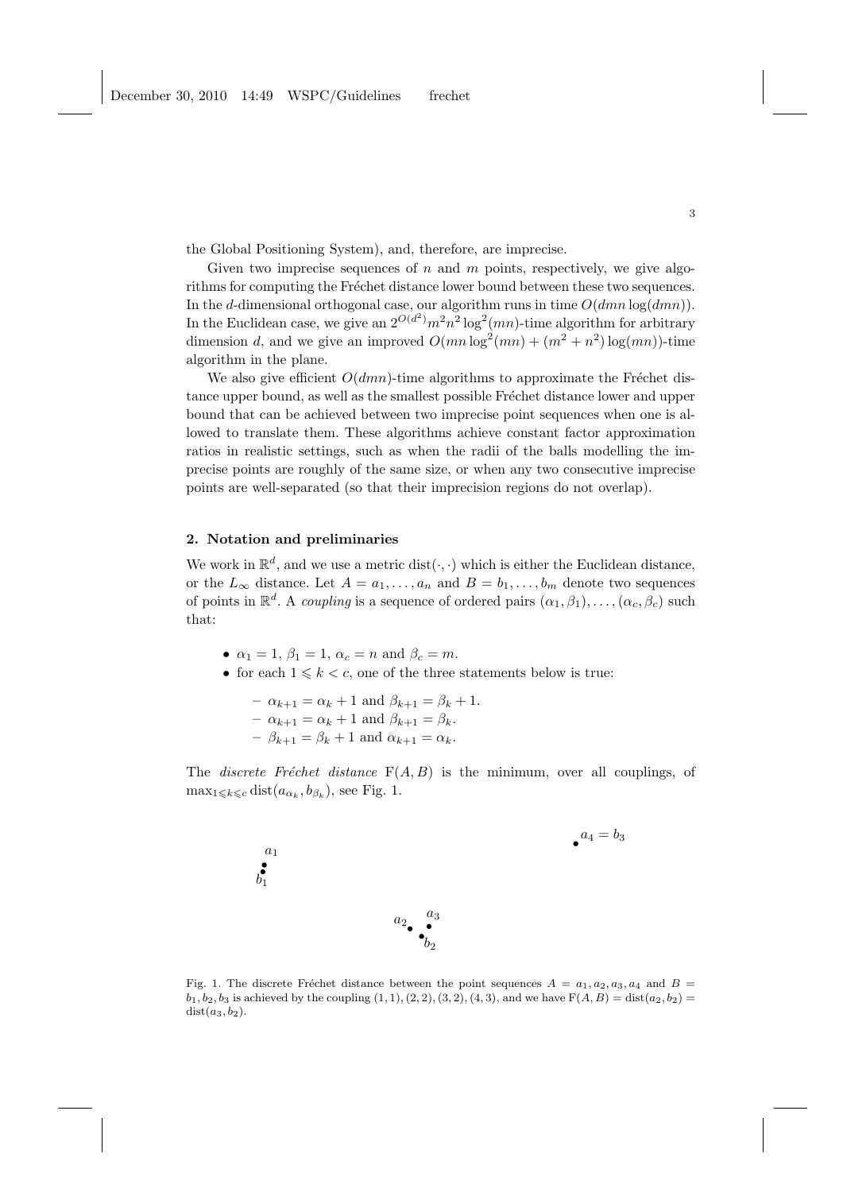the Global Positioning System), and, therefore, are imprecise.

Given two imprecise sequences of $n$ and $m$ points, respectively, we give algorithms for computing the Fréchet distance lower bound between these two sequences. In the $d$-dimensional orthogonal case, our algorithm runs in time $O(dmn \log(dmn))$. In the Euclidean case, we give an $2^{O(d^2)}m^2n^2 \log^2(mn)$-time algorithm for arbitrary dimension $d$, and we give an improved $O(mn \log^2(mn) + (m^2 + n^2) \log(mn))$-time algorithm in the plane.

We also give efficient $O(dmn)$-time algorithms to approximate the Fréchet distance upper bound, as well as the smallest possible Fréchet distance lower and upper bound that can be achieved between two imprecise point sequences when one is allowed to translate them. These algorithms achieve constant factor approximation ratios in realistic settings, such as when the radii of the balls modelling the imprecise points are roughly of the same size, or when any two consecutive imprecise points are well-separated (so that their imprecision regions do not overlap).

## 2. Notation and preliminaries

We work in $\mathbb{R}^d$, and we use a metric $\text{dist}(\cdot, \cdot)$ which is either the Euclidean distance, or the $L_\infty$ distance. Let $A = a_1, \dots, a_n$ and $B = b_1, \dots, b_m$ denote two sequences of points in $\mathbb{R}^d$. A *coupling* is a sequence of ordered pairs $(\alpha_1, \beta_1), \dots, (\alpha_c, \beta_c)$ such that:

- $\alpha_1 = 1$, $\beta_1 = 1$, $\alpha_c = n$ and $\beta_c = m$.
- for each $1 \leqslant k < c$, one of the three statements below is true:
  - $\alpha_{k+1} = \alpha_k + 1$ and $\beta_{k+1} = \beta_k + 1$.
  - $\alpha_{k+1} = \alpha_k + 1$ and $\beta_{k+1} = \beta_k$.
  - $\beta_{k+1} = \beta_k + 1$ and $\alpha_{k+1} = \alpha_k$.

The *discrete Fréchet distance* $\text{F}(A, B)$ is the minimum, over all couplings, of $\max_{1 \leqslant k \leqslant c} \text{dist}(a_{\alpha_k}, b_{\beta_k})$, see Fig. 1.

Fig. 1. The discrete Fréchet distance between the point sequences $A = a_1, a_2, a_3, a_4$ and $B = b_1, b_2, b_3$ is achieved by the coupling $(1, 1), (2, 2), (3, 2), (4, 3)$, and we have $\text{F}(A, B) = \text{dist}(a_2, b_2) = \text{dist}(a_3, b_2)$.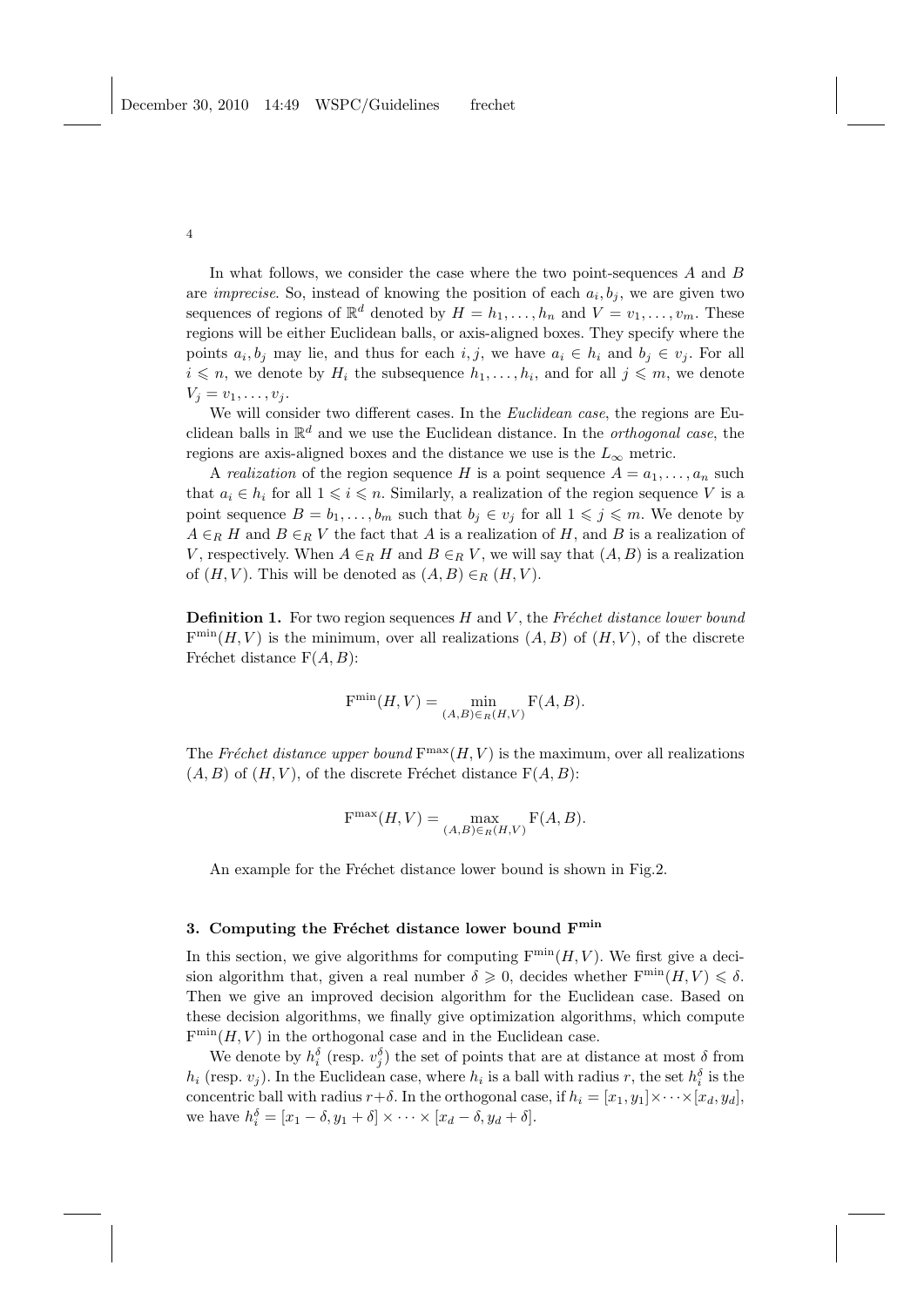In what follows, we consider the case where the two point-sequences $A$ and $B$ are *imprecise*. So, instead of knowing the position of each $a_i, b_j$, we are given two sequences of regions of $\mathbb{R}^d$ denoted by $H = h_1, \ldots, h_n$ and $V = v_1, \ldots, v_m$. These regions will be either Euclidean balls, or axis-aligned boxes. They specify where the points $a_i, b_j$ may lie, and thus for each $i, j$, we have $a_i \in h_i$ and $b_j \in v_j$. For all $i \leqslant n$, we denote by $H_i$ the subsequence $h_1, \ldots, h_i$, and for all $j \leqslant m$, we denote $V_j = v_1, \ldots, v_j$.

We will consider two different cases. In the *Euclidean case*, the regions are Euclidean balls in $\mathbb{R}^d$ and we use the Euclidean distance. In the *orthogonal case*, the regions are axis-aligned boxes and the distance we use is the $L_\infty$ metric.

A *realization* of the region sequence $H$ is a point sequence $A = a_1, \ldots, a_n$ such that $a_i \in h_i$ for all $1 \leqslant i \leqslant n$. Similarly, a realization of the region sequence $V$ is a point sequence $B = b_1, \ldots, b_m$ such that $b_j \in v_j$ for all $1 \leqslant j \leqslant m$. We denote by $A \in_R H$ and $B \in_R V$ the fact that $A$ is a realization of $H$, and $B$ is a realization of $V$, respectively. When $A \in_R H$ and $B \in_R V$, we will say that $(A, B)$ is a realization of $(H, V)$. This will be denoted as $(A, B) \in_R (H, V)$.

**Definition 1.** For two region sequences $H$ and $V$, the *Fréchet distance lower bound* $\mathrm{F}^{\min}(H, V)$ is the minimum, over all realizations $(A, B)$ of $(H, V)$, of the discrete Fréchet distance $\mathrm{F}(A, B)$:

$$\mathrm{F}^{\min}(H, V) = \min_{(A,B) \in_R (H,V)} \mathrm{F}(A, B).$$

The *Fréchet distance upper bound* $\mathrm{F}^{\max}(H, V)$ is the maximum, over all realizations $(A, B)$ of $(H, V)$, of the discrete Fréchet distance $\mathrm{F}(A, B)$:

$$\mathrm{F}^{\max}(H, V) = \max_{(A,B) \in_R (H,V)} \mathrm{F}(A, B).$$

An example for the Fréchet distance lower bound is shown in Fig.2.

## 3. Computing the Fréchet distance lower bound $\mathrm{F}^{\min}$

In this section, we give algorithms for computing $\mathrm{F}^{\min}(H, V)$. We first give a decision algorithm that, given a real number $\delta \geqslant 0$, decides whether $\mathrm{F}^{\min}(H, V) \leqslant \delta$. Then we give an improved decision algorithm for the Euclidean case. Based on these decision algorithms, we finally give optimization algorithms, which compute $\mathrm{F}^{\min}(H, V)$ in the orthogonal case and in the Euclidean case.

We denote by $h_i^\delta$ (resp. $v_j^\delta$) the set of points that are at distance at most $\delta$ from $h_i$ (resp. $v_j$). In the Euclidean case, where $h_i$ is a ball with radius $r$, the set $h_i^\delta$ is the concentric ball with radius $r+\delta$. In the orthogonal case, if $h_i = [x_1, y_1] \times \cdots \times [x_d, y_d]$, we have $h_i^\delta = [x_1 - \delta, y_1 + \delta] \times \cdots \times [x_d - \delta, y_d + \delta]$.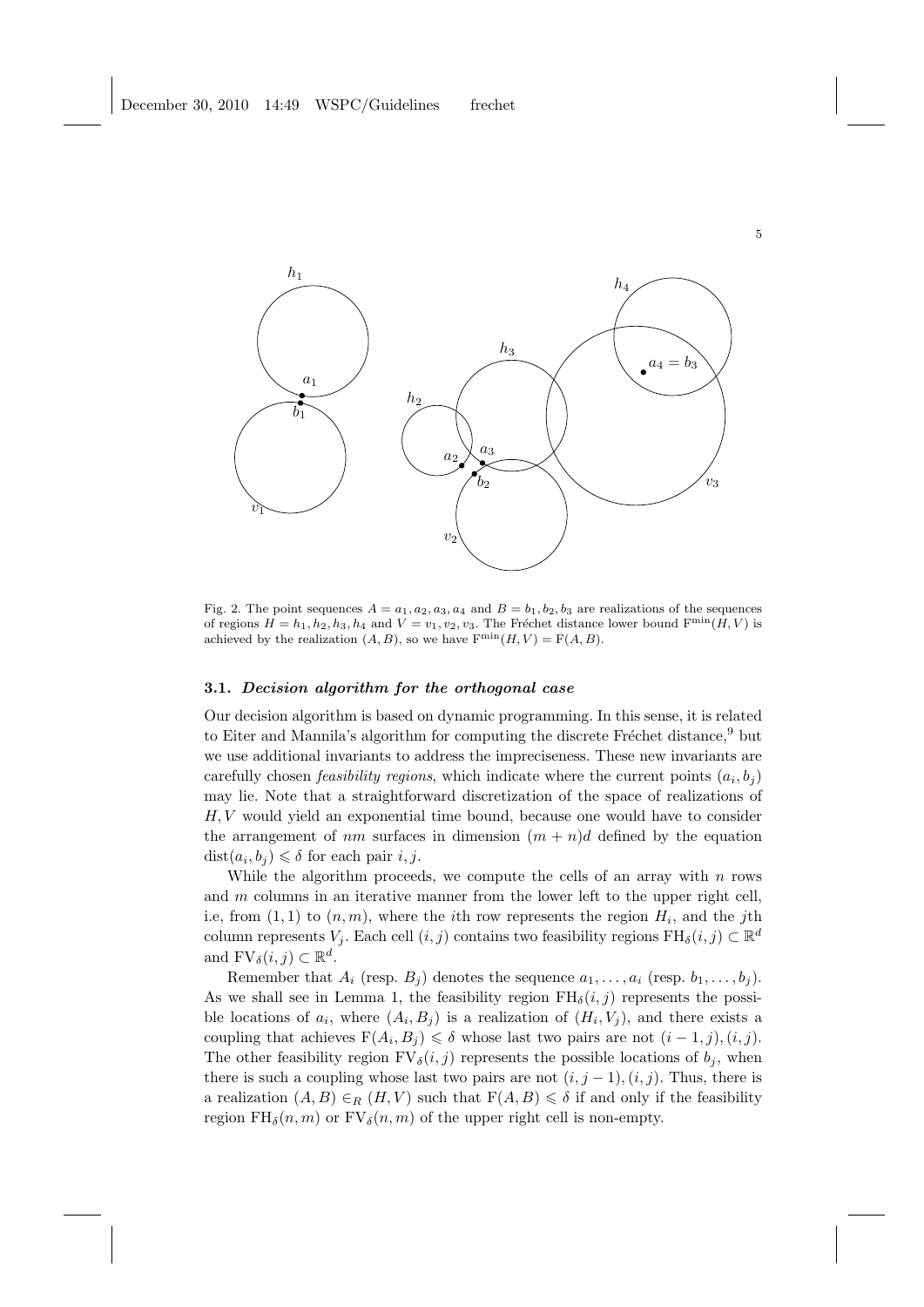Fig. 2. The point sequences $A = a_1, a_2, a_3, a_4$ and $B = b_1, b_2, b_3$ are realizations of the sequences of regions $H = h_1, h_2, h_3, h_4$ and $V = v_1, v_2, v_3$. The Fréchet distance lower bound $\mathrm{F}^{\min}(H, V)$ is achieved by the realization $(A, B)$, so we have $\mathrm{F}^{\min}(H, V) = \mathrm{F}(A, B)$.

### 3.1. *Decision algorithm for the orthogonal case*

Our decision algorithm is based on dynamic programming. In this sense, it is related to Eiter and Mannila's algorithm for computing the discrete Fréchet distance,[9] but we use additional invariants to address the impreciseness. These new invariants are carefully chosen *feasibility regions*, which indicate where the current points $(a_i, b_j)$ may lie. Note that a straightforward discretization of the space of realizations of $H, V$ would yield an exponential time bound, because one would have to consider the arrangement of $nm$ surfaces in dimension $(m + n)d$ defined by the equation $\mathrm{dist}(a_i, b_j) \leqslant \delta$ for each pair $i, j$.

While the algorithm proceeds, we compute the cells of an array with $n$ rows and $m$ columns in an iterative manner from the lower left to the upper right cell, i.e, from $(1, 1)$ to $(n, m)$, where the $i$th row represents the region $H_i$, and the $j$th column represents $V_j$. Each cell $(i, j)$ contains two feasibility regions $\mathrm{FH}_\delta(i, j) \subset \mathbb{R}^d$ and $\mathrm{FV}_\delta(i, j) \subset \mathbb{R}^d$.

Remember that $A_i$ (resp. $B_j$) denotes the sequence $a_1, \ldots, a_i$ (resp. $b_1, \ldots, b_j$). As we shall see in Lemma 1, the feasibility region $\mathrm{FH}_\delta(i, j)$ represents the possible locations of $a_i$, where $(A_i, B_j)$ is a realization of $(H_i, V_j)$, and there exists a coupling that achieves $\mathrm{F}(A_i, B_j) \leqslant \delta$ whose last two pairs are not $(i - 1, j), (i, j)$. The other feasibility region $\mathrm{FV}_\delta(i, j)$ represents the possible locations of $b_j$, when there is such a coupling whose last two pairs are not $(i, j - 1), (i, j)$. Thus, there is a realization $(A, B) \in_R (H, V)$ such that $\mathrm{F}(A, B) \leqslant \delta$ if and only if the feasibility region $\mathrm{FH}_\delta(n, m)$ or $\mathrm{FV}_\delta(n, m)$ of the upper right cell is non-empty.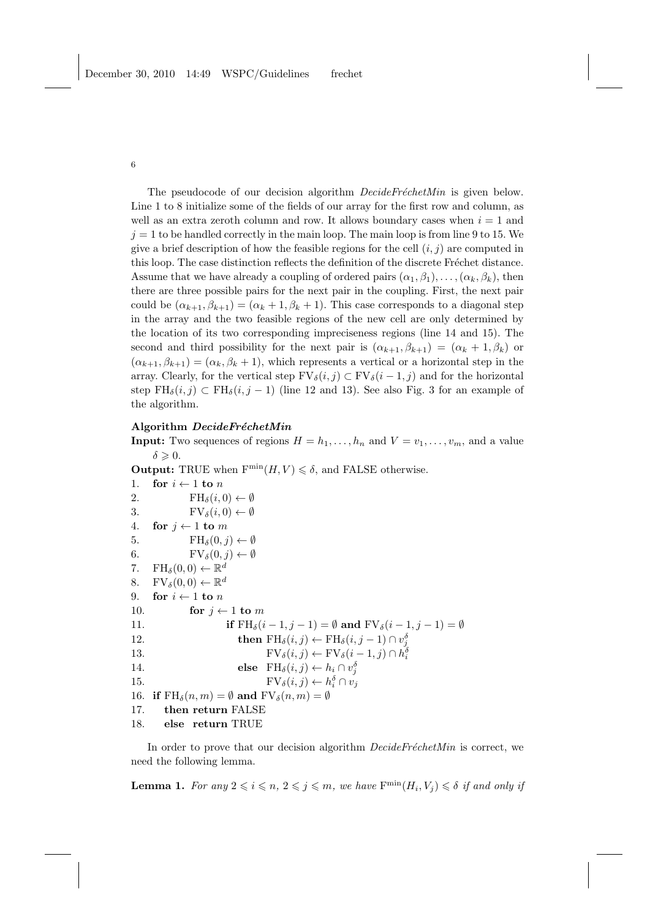The pseudocode of our decision algorithm *DecideFréchetMin* is given below. Line 1 to 8 initialize some of the fields of our array for the first row and column, as well as an extra zeroth column and row. It allows boundary cases when $i = 1$ and $j = 1$ to be handled correctly in the main loop. The main loop is from line 9 to 15. We give a brief description of how the feasible regions for the cell $(i, j)$ are computed in this loop. The case distinction reflects the definition of the discrete Fréchet distance. Assume that we have already a coupling of ordered pairs $(\alpha_1, \beta_1), \ldots, (\alpha_k, \beta_k)$, then there are three possible pairs for the next pair in the coupling. First, the next pair could be $(\alpha_{k+1}, \beta_{k+1}) = (\alpha_k + 1, \beta_k + 1)$. This case corresponds to a diagonal step in the array and the two feasible regions of the new cell are only determined by the location of its two corresponding impreciseness regions (line 14 and 15). The second and third possibility for the next pair is $(\alpha_{k+1}, \beta_{k+1}) = (\alpha_k + 1, \beta_k)$ or $(\alpha_{k+1}, \beta_{k+1}) = (\alpha_k, \beta_k + 1)$, which represents a vertical or a horizontal step in the array. Clearly, for the vertical step $\mathrm{FV}_\delta(i, j) \subset \mathrm{FV}_\delta(i-1, j)$ and for the horizontal step $\mathrm{FH}_\delta(i, j) \subset \mathrm{FH}_\delta(i, j-1)$ (line 12 and 13). See also Fig. 3 for an example of the algorithm.

**Algorithm *DecideFréchetMin***

**Input:** Two sequences of regions $H = h_1, \ldots, h_n$ and $V = v_1, \ldots, v_m$, and a value $\delta \geqslant 0$.

**Output:** TRUE when $\mathrm{F}^{\min}(H, V) \leqslant \delta$, and FALSE otherwise.

1. **for** $i \leftarrow 1$ **to** $n$
2. $\quad \mathrm{FH}_\delta(i, 0) \leftarrow \emptyset$
3. $\quad \mathrm{FV}_\delta(i, 0) \leftarrow \emptyset$
4. **for** $j \leftarrow 1$ **to** $m$
5. $\quad \mathrm{FH}_\delta(0, j) \leftarrow \emptyset$
6. $\quad \mathrm{FV}_\delta(0, j) \leftarrow \emptyset$
7. $\mathrm{FH}_\delta(0, 0) \leftarrow \mathbb{R}^d$
8. $\mathrm{FV}_\delta(0, 0) \leftarrow \mathbb{R}^d$
9. **for** $i \leftarrow 1$ **to** $n$
10. $\quad$ **for** $j \leftarrow 1$ **to** $m$
11. $\quad\quad$ **if** $\mathrm{FH}_\delta(i-1, j-1) = \emptyset$ **and** $\mathrm{FV}_\delta(i-1, j-1) = \emptyset$
12. $\quad\quad\quad$ **then** $\mathrm{FH}_\delta(i, j) \leftarrow \mathrm{FH}_\delta(i, j-1) \cap v_j^\delta$
13. $\quad\quad\quad\quad \mathrm{FV}_\delta(i, j) \leftarrow \mathrm{FV}_\delta(i-1, j) \cap h_i^\delta$
14. $\quad\quad\quad$ **else** $\mathrm{FH}_\delta(i, j) \leftarrow h_i \cap v_j^\delta$
15. $\quad\quad\quad\quad \mathrm{FV}_\delta(i, j) \leftarrow h_i^\delta \cap v_j$
16. **if** $\mathrm{FH}_\delta(n, m) = \emptyset$ **and** $\mathrm{FV}_\delta(n, m) = \emptyset$
17. $\quad$ **then return** FALSE
18. $\quad$ **else return** TRUE

In order to prove that our decision algorithm *DecideFréchetMin* is correct, we need the following lemma.

**Lemma 1.** *For any $2 \leqslant i \leqslant n$, $2 \leqslant j \leqslant m$, we have $\mathrm{F}^{\min}(H_i, V_j) \leqslant \delta$ if and only if*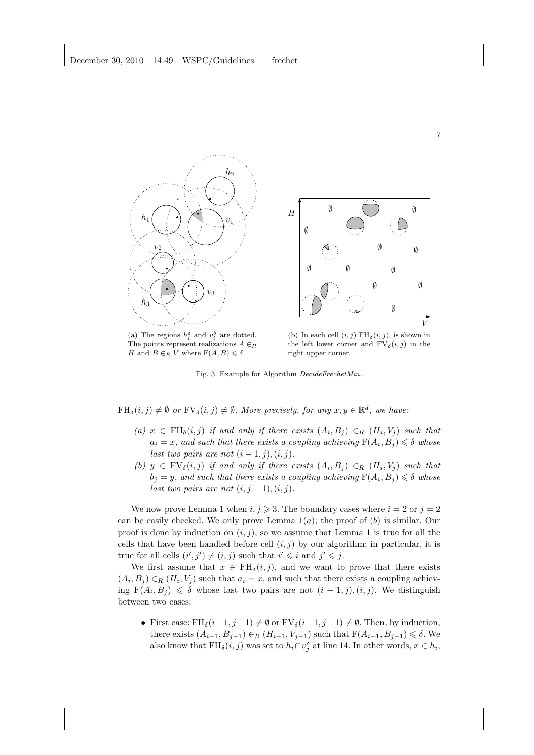(a) The regions $h_i^\delta$ and $v_i^\delta$ are dotted. The points represent realizations $A \in_R H$ and $B \in_R V$ where $\mathrm{F}(A, B) \leqslant \delta$.

(b) In each cell $(i, j)$ $\mathrm{FH}_\delta(i, j)$, is shown in the left lower corner and $\mathrm{FV}_\delta(i, j)$ in the right upper corner.

Fig. 3. Example for Algorithm *DecideFréchetMin*.

$\mathrm{FH}_\delta(i, j) \neq \emptyset$ *or* $\mathrm{FV}_\delta(i, j) \neq \emptyset$. *More precisely, for any* $x, y \in \mathbb{R}^d$, *we have:*

- *(a)* $x \in \mathrm{FH}_\delta(i, j)$ *if and only if there exists* $(A_i, B_j) \in_R (H_i, V_j)$ *such that* $a_i = x$, *and such that there exists a coupling achieving* $\mathrm{F}(A_i, B_j) \leqslant \delta$ *whose last two pairs are not* $(i-1, j), (i, j)$.
- *(b)* $y \in \mathrm{FV}_\delta(i, j)$ *if and only if there exists* $(A_i, B_j) \in_R (H_i, V_j)$ *such that* $b_j = y$, *and such that there exists a coupling achieving* $\mathrm{F}(A_i, B_j) \leqslant \delta$ *whose last two pairs are not* $(i, j-1), (i, j)$.

We now prove Lemma 1 when $i, j \geqslant 3$. The boundary cases where $i = 2$ or $j = 2$ can be easily checked. We only prove Lemma 1$(a)$; the proof of $(b)$ is similar. Our proof is done by induction on $(i, j)$, so we assume that Lemma 1 is true for all the cells that have been handled before cell $(i, j)$ by our algorithm; in particular, it is true for all cells $(i', j') \neq (i, j)$ such that $i' \leqslant i$ and $j' \leqslant j$.

We first assume that $x \in \mathrm{FH}_\delta(i, j)$, and we want to prove that there exists $(A_i, B_j) \in_R (H_i, V_j)$ such that $a_i = x$, and such that there exists a coupling achieving $\mathrm{F}(A_i, B_j) \leqslant \delta$ whose last two pairs are not $(i-1, j), (i, j)$. We distinguish between two cases:

- First case: $\mathrm{FH}_\delta(i-1, j-1) \neq \emptyset$ or $\mathrm{FV}_\delta(i-1, j-1) \neq \emptyset$. Then, by induction, there exists $(A_{i-1}, B_{j-1}) \in_R (H_{i-1}, V_{j-1})$ such that $\mathrm{F}(A_{i-1}, B_{j-1}) \leqslant \delta$. We also know that $\mathrm{FH}_\delta(i, j)$ was set to $h_i \cap v_j^\delta$ at line 14. In other words, $x \in h_i$,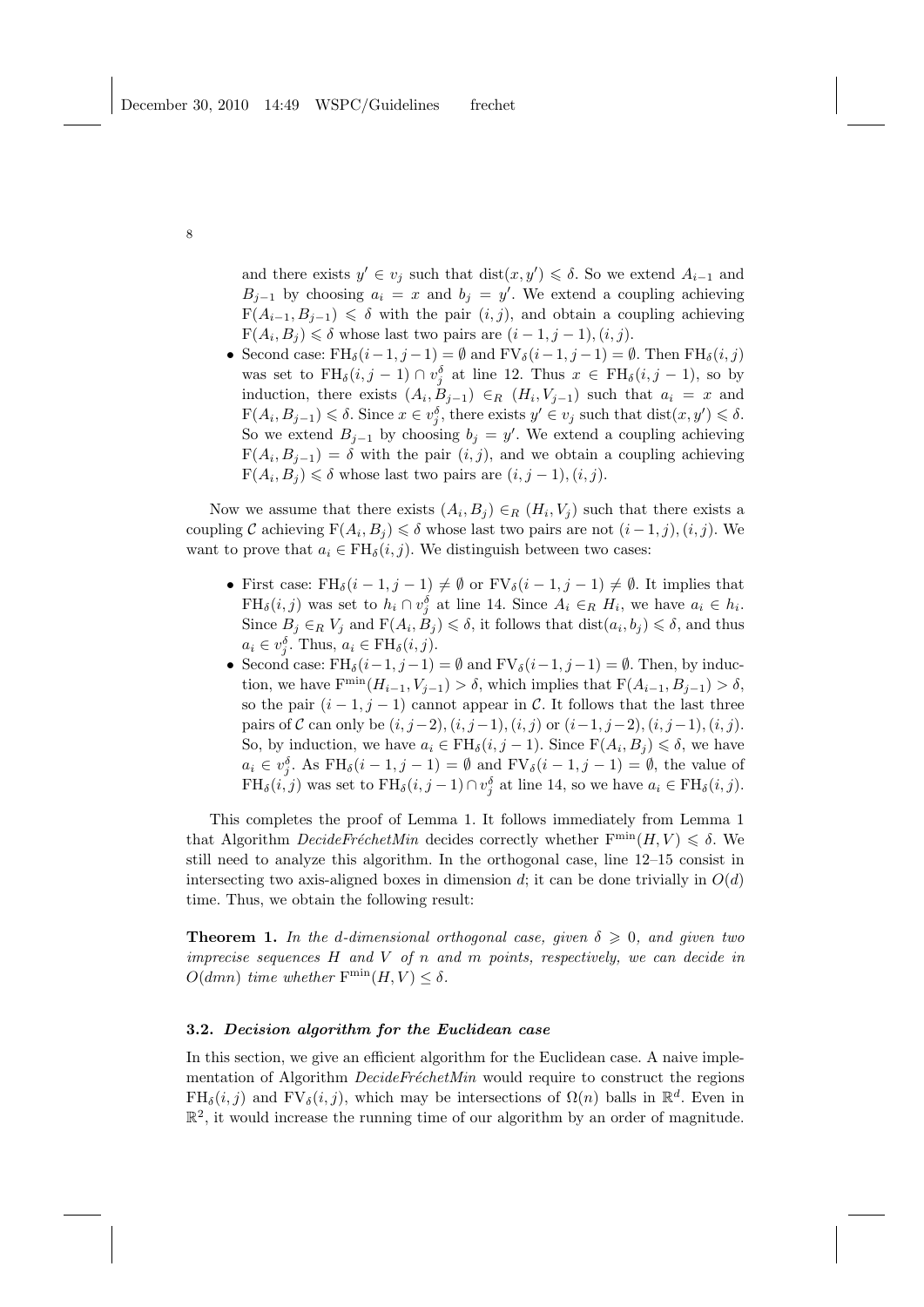and there exists $y' \in v_j$ such that $\text{dist}(x, y') \leqslant \delta$. So we extend $A_{i-1}$ and $B_{j-1}$ by choosing $a_i = x$ and $b_j = y'$. We extend a coupling achieving $\text{F}(A_{i-1}, B_{j-1}) \leqslant \delta$ with the pair $(i, j)$, and obtain a coupling achieving $\text{F}(A_i, B_j) \leqslant \delta$ whose last two pairs are $(i-1, j-1), (i, j)$.

- Second case: $\text{FH}_\delta(i-1, j-1) = \emptyset$ and $\text{FV}_\delta(i-1, j-1) = \emptyset$. Then $\text{FH}_\delta(i, j)$ was set to $\text{FH}_\delta(i, j-1) \cap v_j^\delta$ at line 12. Thus $x \in \text{FH}_\delta(i, j-1)$, so by induction, there exists $(A_i, B_{j-1}) \in_R (H_i, V_{j-1})$ such that $a_i = x$ and $\text{F}(A_i, B_{j-1}) \leqslant \delta$. Since $x \in v_j^\delta$, there exists $y' \in v_j$ such that $\text{dist}(x, y') \leqslant \delta$. So we extend $B_{j-1}$ by choosing $b_j = y'$. We extend a coupling achieving $\text{F}(A_i, B_{j-1}) = \delta$ with the pair $(i, j)$, and we obtain a coupling achieving $\text{F}(A_i, B_j) \leqslant \delta$ whose last two pairs are $(i, j-1), (i, j)$.

Now we assume that there exists $(A_i, B_j) \in_R (H_i, V_j)$ such that there exists a coupling $\mathcal{C}$ achieving $\text{F}(A_i, B_j) \leqslant \delta$ whose last two pairs are not $(i-1, j), (i, j)$. We want to prove that $a_i \in \text{FH}_\delta(i, j)$. We distinguish between two cases:

- First case: $\text{FH}_\delta(i-1, j-1) \neq \emptyset$ or $\text{FV}_\delta(i-1, j-1) \neq \emptyset$. It implies that $\text{FH}_\delta(i, j)$ was set to $h_i \cap v_j^\delta$ at line 14. Since $A_i \in_R H_i$, we have $a_i \in h_i$. Since $B_j \in_R V_j$ and $\text{F}(A_i, B_j) \leqslant \delta$, it follows that $\text{dist}(a_i, b_j) \leqslant \delta$, and thus $a_i \in v_j^\delta$. Thus, $a_i \in \text{FH}_\delta(i, j)$.
- Second case: $\text{FH}_\delta(i-1, j-1) = \emptyset$ and $\text{FV}_\delta(i-1, j-1) = \emptyset$. Then, by induction, we have $\text{F}^{\min}(H_{i-1}, V_{j-1}) > \delta$, which implies that $\text{F}(A_{i-1}, B_{j-1}) > \delta$, so the pair $(i-1, j-1)$ cannot appear in $\mathcal{C}$. It follows that the last three pairs of $\mathcal{C}$ can only be $(i, j-2), (i, j-1), (i, j)$ or $(i-1, j-2), (i, j-1), (i, j)$. So, by induction, we have $a_i \in \text{FH}_\delta(i, j-1)$. Since $\text{F}(A_i, B_j) \leqslant \delta$, we have $a_i \in v_j^\delta$. As $\text{FH}_\delta(i-1, j-1) = \emptyset$ and $\text{FV}_\delta(i-1, j-1) = \emptyset$, the value of $\text{FH}_\delta(i, j)$ was set to $\text{FH}_\delta(i, j-1) \cap v_j^\delta$ at line 14, so we have $a_i \in \text{FH}_\delta(i, j)$.

This completes the proof of Lemma 1. It follows immediately from Lemma 1 that Algorithm *DecideFréchetMin* decides correctly whether $\text{F}^{\min}(H, V) \leqslant \delta$. We still need to analyze this algorithm. In the orthogonal case, line 12–15 consist in intersecting two axis-aligned boxes in dimension $d$; it can be done trivially in $O(d)$ time. Thus, we obtain the following result:

**Theorem 1.** *In the d-dimensional orthogonal case, given $\delta \geqslant 0$, and given two imprecise sequences $H$ and $V$ of $n$ and $m$ points, respectively, we can decide in $O(dmn)$ time whether $\text{F}^{\min}(H, V) \leq \delta$.*

### 3.2. *Decision algorithm for the Euclidean case*

In this section, we give an efficient algorithm for the Euclidean case. A naive implementation of Algorithm *DecideFréchetMin* would require to construct the regions $\text{FH}_\delta(i, j)$ and $\text{FV}_\delta(i, j)$, which may be intersections of $\Omega(n)$ balls in $\mathbb{R}^d$. Even in $\mathbb{R}^2$, it would increase the running time of our algorithm by an order of magnitude.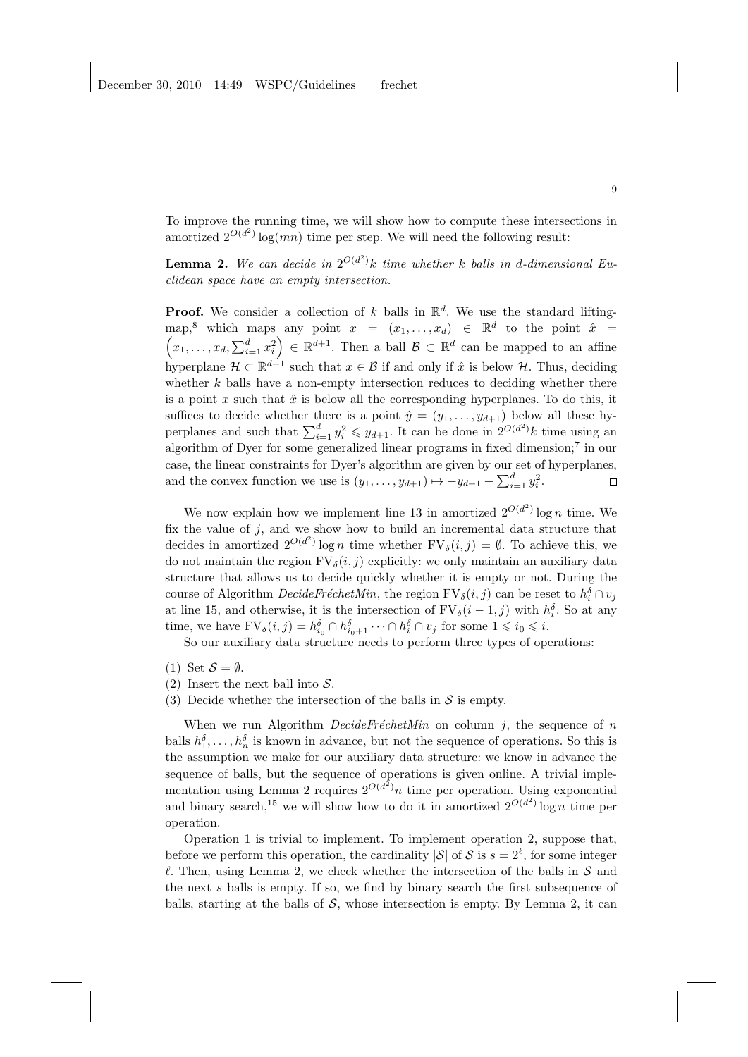To improve the running time, we will show how to compute these intersections in amortized $2^{O(d^2)}\log(mn)$ time per step. We will need the following result:

**Lemma 2.** *We can decide in $2^{O(d^2)}k$ time whether $k$ balls in $d$-dimensional Euclidean space have an empty intersection.*

**Proof.** We consider a collection of $k$ balls in $\mathbb{R}^d$. We use the standard lifting-map,[8] which maps any point $x = (x_1, \dots, x_d) \in \mathbb{R}^d$ to the point $\hat{x} = \left(x_1, \dots, x_d, \sum_{i=1}^d x_i^2\right) \in \mathbb{R}^{d+1}$. Then a ball $\mathcal{B} \subset \mathbb{R}^d$ can be mapped to an affine hyperplane $\mathcal{H} \subset \mathbb{R}^{d+1}$ such that $x \in \mathcal{B}$ if and only if $\hat{x}$ is below $\mathcal{H}$. Thus, deciding whether $k$ balls have a non-empty intersection reduces to deciding whether there is a point $x$ such that $\hat{x}$ is below all the corresponding hyperplanes. To do this, it suffices to decide whether there is a point $\hat{y} = (y_1, \dots, y_{d+1})$ below all these hyperplanes and such that $\sum_{i=1}^d y_i^2 \leqslant y_{d+1}$. It can be done in $2^{O(d^2)}k$ time using an algorithm of Dyer for some generalized linear programs in fixed dimension;[7] in our case, the linear constraints for Dyer's algorithm are given by our set of hyperplanes, and the convex function we use is $(y_1, \dots, y_{d+1}) \mapsto -y_{d+1} + \sum_{i=1}^d y_i^2$. $\square$

We now explain how we implement line 13 in amortized $2^{O(d^2)}\log n$ time. We fix the value of $j$, and we show how to build an incremental data structure that decides in amortized $2^{O(d^2)}\log n$ time whether $\mathrm{FV}_\delta(i,j) = \emptyset$. To achieve this, we do not maintain the region $\mathrm{FV}_\delta(i,j)$ explicitly: we only maintain an auxiliary data structure that allows us to decide quickly whether it is empty or not. During the course of Algorithm *DecideFréchetMin*, the region $\mathrm{FV}_\delta(i,j)$ can be reset to $h_i^\delta \cap v_j$ at line 15, and otherwise, it is the intersection of $\mathrm{FV}_\delta(i-1,j)$ with $h_i^\delta$. So at any time, we have $\mathrm{FV}_\delta(i,j) = h_{i_0}^\delta \cap h_{i_0+1}^\delta \cdots \cap h_i^\delta \cap v_j$ for some $1 \leqslant i_0 \leqslant i$.

So our auxiliary data structure needs to perform three types of operations:

(1) Set $\mathcal{S} = \emptyset$.
(2) Insert the next ball into $\mathcal{S}$.
(3) Decide whether the intersection of the balls in $\mathcal{S}$ is empty.

When we run Algorithm *DecideFréchetMin* on column $j$, the sequence of $n$ balls $h_1^\delta, \dots, h_n^\delta$ is known in advance, but not the sequence of operations. So this is the assumption we make for our auxiliary data structure: we know in advance the sequence of balls, but the sequence of operations is given online. A trivial implementation using Lemma 2 requires $2^{O(d^2)}n$ time per operation. Using exponential and binary search,[15] we will show how to do it in amortized $2^{O(d^2)}\log n$ time per operation.

Operation 1 is trivial to implement. To implement operation 2, suppose that, before we perform this operation, the cardinality $|\mathcal{S}|$ of $\mathcal{S}$ is $s = 2^\ell$, for some integer $\ell$. Then, using Lemma 2, we check whether the intersection of the balls in $\mathcal{S}$ and the next $s$ balls is empty. If so, we find by binary search the first subsequence of balls, starting at the balls of $\mathcal{S}$, whose intersection is empty. By Lemma 2, it can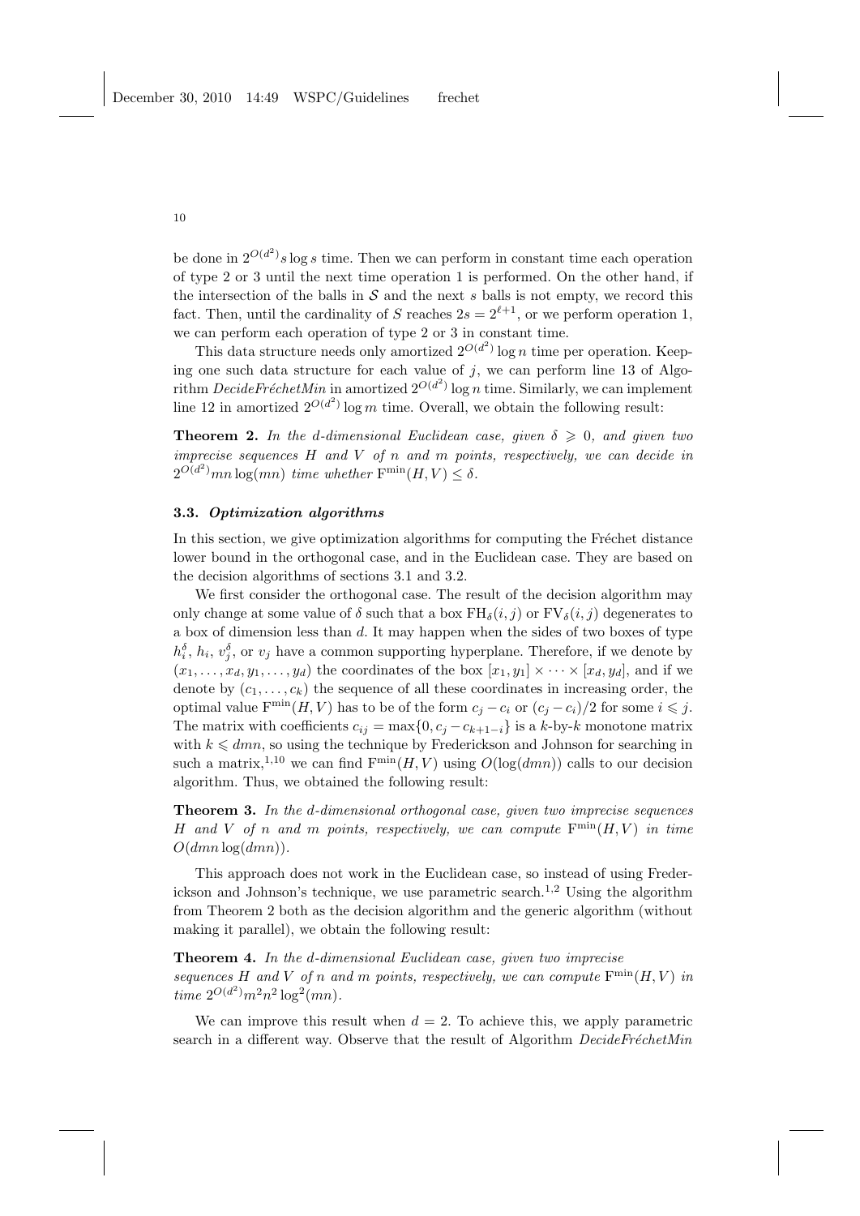be done in $2^{O(d^2)} s \log s$ time. Then we can perform in constant time each operation of type 2 or 3 until the next time operation 1 is performed. On the other hand, if the intersection of the balls in $\mathcal{S}$ and the next $s$ balls is not empty, we record this fact. Then, until the cardinality of $S$ reaches $2s = 2^{\ell+1}$, or we perform operation 1, we can perform each operation of type 2 or 3 in constant time.

This data structure needs only amortized $2^{O(d^2)} \log n$ time per operation. Keeping one such data structure for each value of $j$, we can perform line 13 of Algorithm *DecideFréchetMin* in amortized $2^{O(d^2)} \log n$ time. Similarly, we can implement line 12 in amortized $2^{O(d^2)} \log m$ time. Overall, we obtain the following result:

**Theorem 2.** *In the d-dimensional Euclidean case, given $\delta \geqslant 0$, and given two imprecise sequences $H$ and $V$ of $n$ and $m$ points, respectively, we can decide in $2^{O(d^2)} mn \log(mn)$ time whether $\mathrm{F}^{\min}(H, V) \leq \delta$.*

### 3.3. *Optimization algorithms*

In this section, we give optimization algorithms for computing the Fréchet distance lower bound in the orthogonal case, and in the Euclidean case. They are based on the decision algorithms of sections 3.1 and 3.2.

We first consider the orthogonal case. The result of the decision algorithm may only change at some value of $\delta$ such that a box $\mathrm{FH}_\delta(i,j)$ or $\mathrm{FV}_\delta(i,j)$ degenerates to a box of dimension less than $d$. It may happen when the sides of two boxes of type $h_i^\delta$, $h_i$, $v_j^\delta$, or $v_j$ have a common supporting hyperplane. Therefore, if we denote by $(x_1, \dots, x_d, y_1, \dots, y_d)$ the coordinates of the box $[x_1, y_1] \times \cdots \times [x_d, y_d]$, and if we denote by $(c_1, \dots, c_k)$ the sequence of all these coordinates in increasing order, the optimal value $\mathrm{F}^{\min}(H, V)$ has to be of the form $c_j - c_i$ or $(c_j - c_i)/2$ for some $i \leqslant j$. The matrix with coefficients $c_{ij} = \max\{0, c_j - c_{k+1-i}\}$ is a $k$-by-$k$ monotone matrix with $k \leqslant dmn$, so using the technique by Frederickson and Johnson for searching in such a matrix,[1,10] we can find $\mathrm{F}^{\min}(H, V)$ using $O(\log(dmn))$ calls to our decision algorithm. Thus, we obtained the following result:

**Theorem 3.** *In the d-dimensional orthogonal case, given two imprecise sequences $H$ and $V$ of $n$ and $m$ points, respectively, we can compute $\mathrm{F}^{\min}(H, V)$ in time $O(dmn \log(dmn))$.*

This approach does not work in the Euclidean case, so instead of using Frederickson and Johnson's technique, we use parametric search.[1,2] Using the algorithm from Theorem 2 both as the decision algorithm and the generic algorithm (without making it parallel), we obtain the following result:

**Theorem 4.** *In the d-dimensional Euclidean case, given two imprecise sequences $H$ and $V$ of $n$ and $m$ points, respectively, we can compute $\mathrm{F}^{\min}(H, V)$ in time $2^{O(d^2)} m^2 n^2 \log^2(mn)$.*

We can improve this result when $d = 2$. To achieve this, we apply parametric search in a different way. Observe that the result of Algorithm *DecideFréchetMin*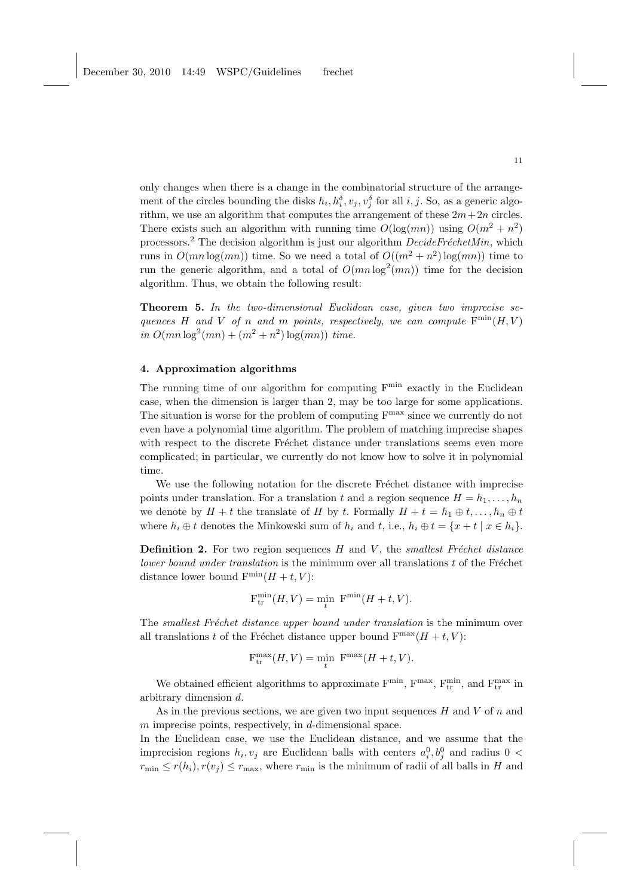only changes when there is a change in the combinatorial structure of the arrangement of the circles bounding the disks $h_i, h_i^\delta, v_j, v_j^\delta$ for all $i, j$. So, as a generic algorithm, we use an algorithm that computes the arrangement of these $2m+2n$ circles. There exists such an algorithm with running time $O(\log(mn))$ using $O(m^2 + n^2)$ processors.[2] The decision algorithm is just our algorithm *DecideFréchetMin*, which runs in $O(mn \log(mn))$ time. So we need a total of $O((m^2 + n^2)\log(mn))$ time to run the generic algorithm, and a total of $O(mn \log^2(mn))$ time for the decision algorithm. Thus, we obtain the following result:

**Theorem 5.** *In the two-dimensional Euclidean case, given two imprecise sequences $H$ and $V$ of $n$ and $m$ points, respectively, we can compute $\mathrm{F}^{\min}(H, V)$ in $O(mn \log^2(mn) + (m^2 + n^2)\log(mn))$ time.*

## 4. Approximation algorithms

The running time of our algorithm for computing $\mathrm{F}^{\min}$ exactly in the Euclidean case, when the dimension is larger than 2, may be too large for some applications. The situation is worse for the problem of computing $\mathrm{F}^{\max}$ since we currently do not even have a polynomial time algorithm. The problem of matching imprecise shapes with respect to the discrete Fréchet distance under translations seems even more complicated; in particular, we currently do not know how to solve it in polynomial time.

We use the following notation for the discrete Fréchet distance with imprecise points under translation. For a translation $t$ and a region sequence $H = h_1, \ldots, h_n$ we denote by $H + t$ the translate of $H$ by $t$. Formally $H + t = h_1 \oplus t, \ldots, h_n \oplus t$ where $h_i \oplus t$ denotes the Minkowski sum of $h_i$ and $t$, i.e., $h_i \oplus t = \{x + t \mid x \in h_i\}$.

**Definition 2.** For two region sequences $H$ and $V$, the *smallest Fréchet distance lower bound under translation* is the minimum over all translations $t$ of the Fréchet distance lower bound $\mathrm{F}^{\min}(H + t, V)$:

$$\mathrm{F}^{\min}_{\mathrm{tr}}(H, V) = \min_t \ \mathrm{F}^{\min}(H + t, V).$$

The *smallest Fréchet distance upper bound under translation* is the minimum over all translations $t$ of the Fréchet distance upper bound $\mathrm{F}^{\max}(H + t, V)$:

$$\mathrm{F}^{\max}_{\mathrm{tr}}(H, V) = \min_t \ \mathrm{F}^{\max}(H + t, V).$$

We obtained efficient algorithms to approximate $\mathrm{F}^{\min}$, $\mathrm{F}^{\max}$, $\mathrm{F}^{\min}_{\mathrm{tr}}$, and $\mathrm{F}^{\max}_{\mathrm{tr}}$ in arbitrary dimension $d$.

As in the previous sections, we are given two input sequences $H$ and $V$ of $n$ and $m$ imprecise points, respectively, in $d$-dimensional space.
In the Euclidean case, we use the Euclidean distance, and we assume that the imprecision regions $h_i, v_j$ are Euclidean balls with centers $a_i^0, b_j^0$ and radius $0 < r_{\min} \le r(h_i), r(v_j) \le r_{\max}$, where $r_{\min}$ is the minimum of radii of all balls in $H$ and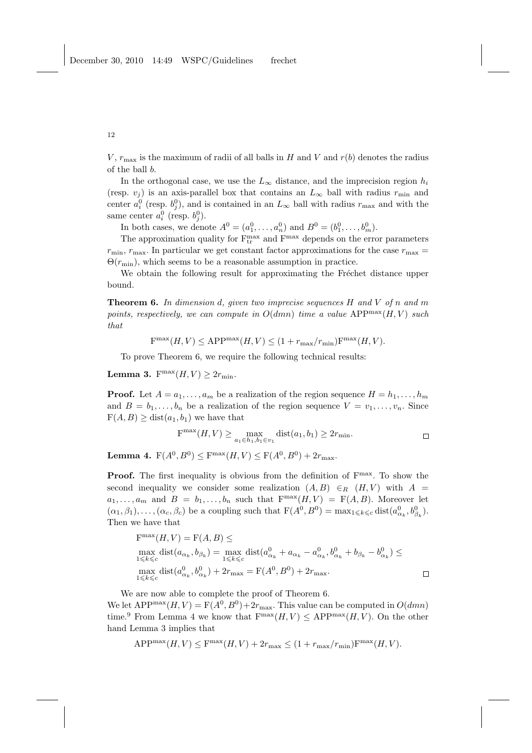$V$, $r_{\max}$ is the maximum of radii of all balls in $H$ and $V$ and $r(b)$ denotes the radius of the ball $b$.

In the orthogonal case, we use the $L_\infty$ distance, and the imprecision region $h_i$ (resp. $v_j$) is an axis-parallel box that contains an $L_\infty$ ball with radius $r_{\min}$ and center $a_i^0$ (resp. $b_j^0$), and is contained in an $L_\infty$ ball with radius $r_{\max}$ and with the same center $a_i^0$ (resp. $b_j^0$).

In both cases, we denote $A^0 = (a_1^0, \ldots, a_n^0)$ and $B^0 = (b_1^0, \ldots, b_m^0)$.

The approximation quality for $\mathrm{F}_{\mathrm{tr}}^{\max}$ and $\mathrm{F}^{\max}$ depends on the error parameters $r_{\min}$, $r_{\max}$. In particular we get constant factor approximations for the case $r_{\max} = \Theta(r_{\min})$, which seems to be a reasonable assumption in practice.

We obtain the following result for approximating the Fréchet distance upper bound.

**Theorem 6.** *In dimension $d$, given two imprecise sequences $H$ and $V$ of $n$ and $m$ points, respectively, we can compute in $O(dmn)$ time a value $\mathrm{APP}^{\max}(H, V)$ such that*

$$\mathrm{F}^{\max}(H, V) \leq \mathrm{APP}^{\max}(H, V) \leq (1 + r_{\max}/r_{\min})\mathrm{F}^{\max}(H, V).$$

To prove Theorem 6, we require the following technical results:

**Lemma 3.** $\mathrm{F}^{\max}(H, V) \geq 2r_{\min}$.

**Proof.** Let $A = a_1, \ldots, a_m$ be a realization of the region sequence $H = h_1, \ldots, h_m$ and $B = b_1, \ldots, b_n$ be a realization of the region sequence $V = v_1, \ldots, v_n$. Since $\mathrm{F}(A, B) \geq \mathrm{dist}(a_1, b_1)$ we have that

$$\mathrm{F}^{\max}(H, V) \geq \max_{a_1 \in h_1, b_1 \in v_1} \mathrm{dist}(a_1, b_1) \geq 2r_{\min}.$$

□

**Lemma 4.** $\mathrm{F}(A^0, B^0) \leq \mathrm{F}^{\max}(H, V) \leq \mathrm{F}(A^0, B^0) + 2r_{\max}$.

**Proof.** The first inequality is obvious from the definition of $\mathrm{F}^{\max}$. To show the second inequality we consider some realization $(A, B) \in_R (H, V)$ with $A = a_1, \ldots, a_m$ and $B = b_1, \ldots, b_n$ such that $\mathrm{F}^{\max}(H, V) = \mathrm{F}(A, B)$. Moreover let $(\alpha_1, \beta_1), \ldots, (\alpha_c, \beta_c)$ be a coupling such that $\mathrm{F}(A^0, B^0) = \max_{1 \leqslant k \leqslant c} \mathrm{dist}(a_{\alpha_k}^0, b_{\beta_k}^0)$. Then we have that

$$\begin{aligned}
&\mathrm{F}^{\max}(H, V) = \mathrm{F}(A, B) \leq \\
&\max_{1 \leqslant k \leqslant c} \mathrm{dist}(a_{\alpha_k}, b_{\beta_k}) = \max_{1 \leqslant k \leqslant c} \mathrm{dist}(a_{\alpha_k}^0 + a_{\alpha_k} - a_{\alpha_k}^0, b_{\alpha_k}^0 + b_{\beta_k} - b_{\alpha_k}^0) \leq \\
&\max_{1 \leqslant k \leqslant c} \mathrm{dist}(a_{\alpha_k}^0, b_{\alpha_k}^0) + 2r_{\max} = \mathrm{F}(A^0, B^0) + 2r_{\max}.
\end{aligned}$$

□

We are now able to complete the proof of Theorem 6.
We let $\mathrm{APP}^{\max}(H, V) = \mathrm{F}(A^0, B^0) + 2r_{\max}$. This value can be computed in $O(dmn)$ time.[9] From Lemma 4 we know that $\mathrm{F}^{\max}(H, V) \leq \mathrm{APP}^{\max}(H, V)$. On the other hand Lemma 3 implies that

$$\mathrm{APP}^{\max}(H, V) \leq \mathrm{F}^{\max}(H, V) + 2r_{\max} \leq (1 + r_{\max}/r_{\min})\mathrm{F}^{\max}(H, V).$$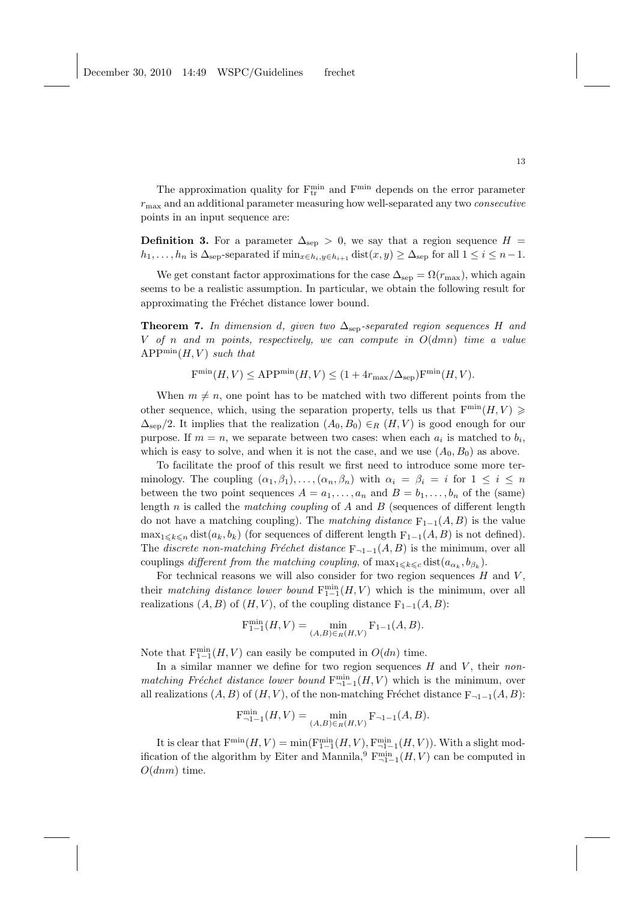The approximation quality for $\mathrm{F}_{\mathrm{tr}}^{\min}$ and $\mathrm{F}^{\min}$ depends on the error parameter $r_{\max}$ and an additional parameter measuring how well-separated any two *consecutive* points in an input sequence are:

**Definition 3.** For a parameter $\Delta_{\mathrm{sep}} > 0$, we say that a region sequence $H = h_1, \ldots, h_n$ is $\Delta_{\mathrm{sep}}$-separated if $\min_{x \in h_i, y \in h_{i+1}} \mathrm{dist}(x, y) \geq \Delta_{\mathrm{sep}}$ for all $1 \leq i \leq n-1$.

We get constant factor approximations for the case $\Delta_{\mathrm{sep}} = \Omega(r_{\max})$, which again seems to be a realistic assumption. In particular, we obtain the following result for approximating the Fréchet distance lower bound.

**Theorem 7.** *In dimension d, given two $\Delta_{\mathrm{sep}}$-separated region sequences H and V of n and m points, respectively, we can compute in $O(dmn)$ time a value $\mathrm{APP}^{\min}(H, V)$ such that*

$$\mathrm{F}^{\min}(H, V) \leq \mathrm{APP}^{\min}(H, V) \leq (1 + 4r_{\max}/\Delta_{\mathrm{sep}})\mathrm{F}^{\min}(H, V).$$

When $m \neq n$, one point has to be matched with two different points from the other sequence, which, using the separation property, tells us that $\mathrm{F}^{\min}(H, V) \geqslant \Delta_{\mathrm{sep}}/2$. It implies that the realization $(A_0, B_0) \in_R (H, V)$ is good enough for our purpose. If $m = n$, we separate between two cases: when each $a_i$ is matched to $b_i$, which is easy to solve, and when it is not the case, and we use $(A_0, B_0)$ as above.

To facilitate the proof of this result we first need to introduce some more terminology. The coupling $(\alpha_1, \beta_1), \ldots, (\alpha_n, \beta_n)$ with $\alpha_i = \beta_i = i$ for $1 \leq i \leq n$ between the two point sequences $A = a_1, \ldots, a_n$ and $B = b_1, \ldots, b_n$ of the (same) length $n$ is called the *matching coupling* of $A$ and $B$ (sequences of different length do not have a matching coupling). The *matching distance* $\mathrm{F}_{1-1}(A, B)$ is the value $\max_{1 \leqslant k \leqslant n} \mathrm{dist}(a_k, b_k)$ (for sequences of different length $\mathrm{F}_{1-1}(A, B)$ is not defined). The *discrete non-matching Fréchet distance* $\mathrm{F}_{\neg 1-1}(A, B)$ is the minimum, over all couplings *different from the matching coupling*, of $\max_{1 \leqslant k \leqslant c} \mathrm{dist}(a_{\alpha_k}, b_{\beta_k})$.

For technical reasons we will also consider for two region sequences $H$ and $V$, their *matching distance lower bound* $\mathrm{F}_{1-1}^{\min}(H, V)$ which is the minimum, over all realizations $(A, B)$ of $(H, V)$, of the coupling distance $\mathrm{F}_{1-1}(A, B)$:

$$\mathrm{F}_{1-1}^{\min}(H, V) = \min_{(A,B) \in_R (H,V)} \mathrm{F}_{1-1}(A, B).$$

Note that $\mathrm{F}_{1-1}^{\min}(H, V)$ can easily be computed in $O(dn)$ time.

In a similar manner we define for two region sequences $H$ and $V$, their *non-matching Fréchet distance lower bound* $\mathrm{F}_{\neg 1-1}^{\min}(H, V)$ which is the minimum, over all realizations $(A, B)$ of $(H, V)$, of the non-matching Fréchet distance $\mathrm{F}_{\neg 1-1}(A, B)$:

$$\mathrm{F}_{\neg 1-1}^{\min}(H, V) = \min_{(A,B) \in_R (H,V)} \mathrm{F}_{\neg 1-1}(A, B).$$

It is clear that $\mathrm{F}^{\min}(H, V) = \min(\mathrm{F}_{1-1}^{\min}(H, V), \mathrm{F}_{\neg 1-1}^{\min}(H, V))$. With a slight modification of the algorithm by Eiter and Mannila,[9] $\mathrm{F}_{\neg 1-1}^{\min}(H, V)$ can be computed in $O(dnm)$ time.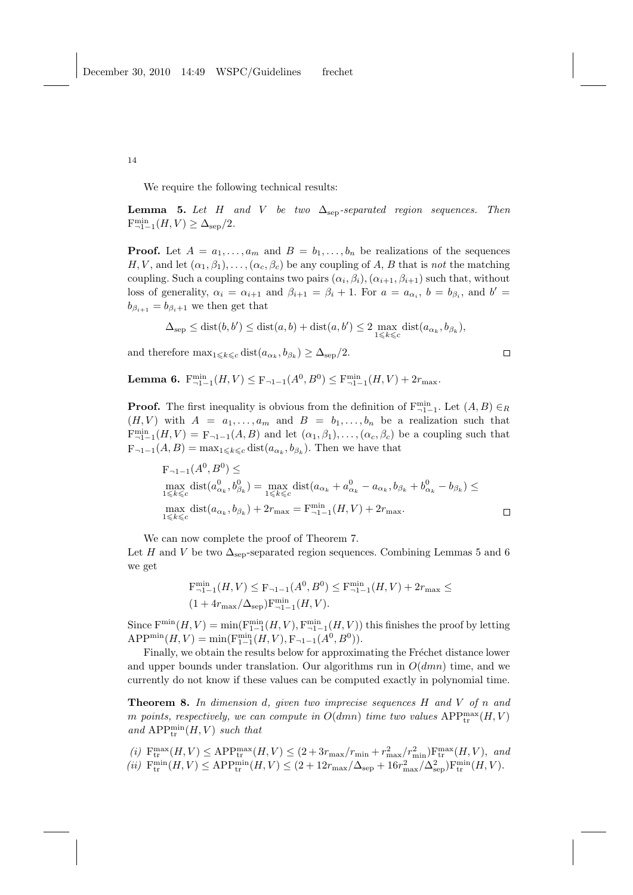We require the following technical results:

**Lemma 5.** *Let $H$ and $V$ be two $\Delta_{\mathrm{sep}}$-separated region sequences. Then $\mathrm{F}^{\min}_{\neg 1-1}(H,V) \geq \Delta_{\mathrm{sep}}/2$.*

**Proof.** Let $A = a_1, \ldots, a_m$ and $B = b_1, \ldots, b_n$ be realizations of the sequences $H, V$, and let $(\alpha_1, \beta_1), \ldots, (\alpha_c, \beta_c)$ be any coupling of $A$, $B$ that is *not* the matching coupling. Such a coupling contains two pairs $(\alpha_i, \beta_i), (\alpha_{i+1}, \beta_{i+1})$ such that, without loss of generality, $\alpha_i = \alpha_{i+1}$ and $\beta_{i+1} = \beta_i + 1$. For $a = a_{\alpha_i}$, $b = b_{\beta_i}$, and $b' = b_{\beta_{i+1}} = b_{\beta_i+1}$ we then get that

$$\Delta_{\mathrm{sep}} \leq \mathrm{dist}(b, b') \leq \mathrm{dist}(a, b) + \mathrm{dist}(a, b') \leq 2 \max_{1 \leqslant k \leqslant c} \mathrm{dist}(a_{\alpha_k}, b_{\beta_k}),$$

and therefore $\max_{1 \leqslant k \leqslant c} \mathrm{dist}(a_{\alpha_k}, b_{\beta_k}) \geq \Delta_{\mathrm{sep}}/2$. $\square$

**Lemma 6.** $\mathrm{F}^{\min}_{\neg 1-1}(H,V) \leq \mathrm{F}_{\neg 1-1}(A^0, B^0) \leq \mathrm{F}^{\min}_{\neg 1-1}(H,V) + 2r_{\max}$.

**Proof.** The first inequality is obvious from the definition of $\mathrm{F}^{\min}_{\neg 1-1}$. Let $(A, B) \in_R (H, V)$ with $A = a_1, \ldots, a_m$ and $B = b_1, \ldots, b_n$ be a realization such that $\mathrm{F}^{\min}_{\neg 1-1}(H,V) = \mathrm{F}_{\neg 1-1}(A, B)$ and let $(\alpha_1, \beta_1), \ldots, (\alpha_c, \beta_c)$ be a coupling such that $\mathrm{F}_{\neg 1-1}(A, B) = \max_{1 \leqslant k \leqslant c} \mathrm{dist}(a_{\alpha_k}, b_{\beta_k})$. Then we have that

$$\begin{aligned}
&\mathrm{F}_{\neg 1-1}(A^0, B^0) \leq \\
&\max_{1 \leqslant k \leqslant c} \mathrm{dist}(a^0_{\alpha_k}, b^0_{\beta_k}) = \max_{1 \leqslant k \leqslant c} \mathrm{dist}(a_{\alpha_k} + a^0_{\alpha_k} - a_{\alpha_k}, b_{\beta_k} + b^0_{\alpha_k} - b_{\beta_k}) \leq \\
&\max_{1 \leqslant k \leqslant c} \mathrm{dist}(a_{\alpha_k}, b_{\beta_k}) + 2r_{\max} = \mathrm{F}^{\min}_{\neg 1-1}(H,V) + 2r_{\max}.
\end{aligned}$$

$\square$

We can now complete the proof of Theorem 7.

Let $H$ and $V$ be two $\Delta_{\mathrm{sep}}$-separated region sequences. Combining Lemmas 5 and 6 we get

$$\begin{aligned}
&\mathrm{F}^{\min}_{\neg 1-1}(H,V) \leq \mathrm{F}_{\neg 1-1}(A^0, B^0) \leq \mathrm{F}^{\min}_{\neg 1-1}(H,V) + 2r_{\max} \leq \\
&(1 + 4r_{\max}/\Delta_{\mathrm{sep}})\mathrm{F}^{\min}_{\neg 1-1}(H,V).
\end{aligned}$$

Since $\mathrm{F}^{\min}(H,V) = \min(\mathrm{F}^{\min}_{1-1}(H,V), \mathrm{F}^{\min}_{\neg 1-1}(H,V))$ this finishes the proof by letting $\mathrm{APP}^{\min}(H,V) = \min(\mathrm{F}^{\min}_{1-1}(H,V), \mathrm{F}_{\neg 1-1}(A^0, B^0))$.

Finally, we obtain the results below for approximating the Fréchet distance lower and upper bounds under translation. Our algorithms run in $O(dmn)$ time, and we currently do not know if these values can be computed exactly in polynomial time.

**Theorem 8.** *In dimension $d$, given two imprecise sequences $H$ and $V$ of $n$ and $m$ points, respectively, we can compute in $O(dmn)$ time two values $\mathrm{APP}^{\max}_{\mathrm{tr}}(H,V)$ and $\mathrm{APP}^{\min}_{\mathrm{tr}}(H,V)$ such that*

*(i)* $\mathrm{F}^{\max}_{\mathrm{tr}}(H,V) \leq \mathrm{APP}^{\max}_{\mathrm{tr}}(H,V) \leq (2 + 3r_{\max}/r_{\min} + r^2_{\max}/r^2_{\min})\mathrm{F}^{\max}_{\mathrm{tr}}(H,V)$, *and*
*(ii)* $\mathrm{F}^{\min}_{\mathrm{tr}}(H,V) \leq \mathrm{APP}^{\min}_{\mathrm{tr}}(H,V) \leq (2 + 12r_{\max}/\Delta_{\mathrm{sep}} + 16r^2_{\max}/\Delta^2_{\mathrm{sep}})\mathrm{F}^{\min}_{\mathrm{tr}}(H,V)$.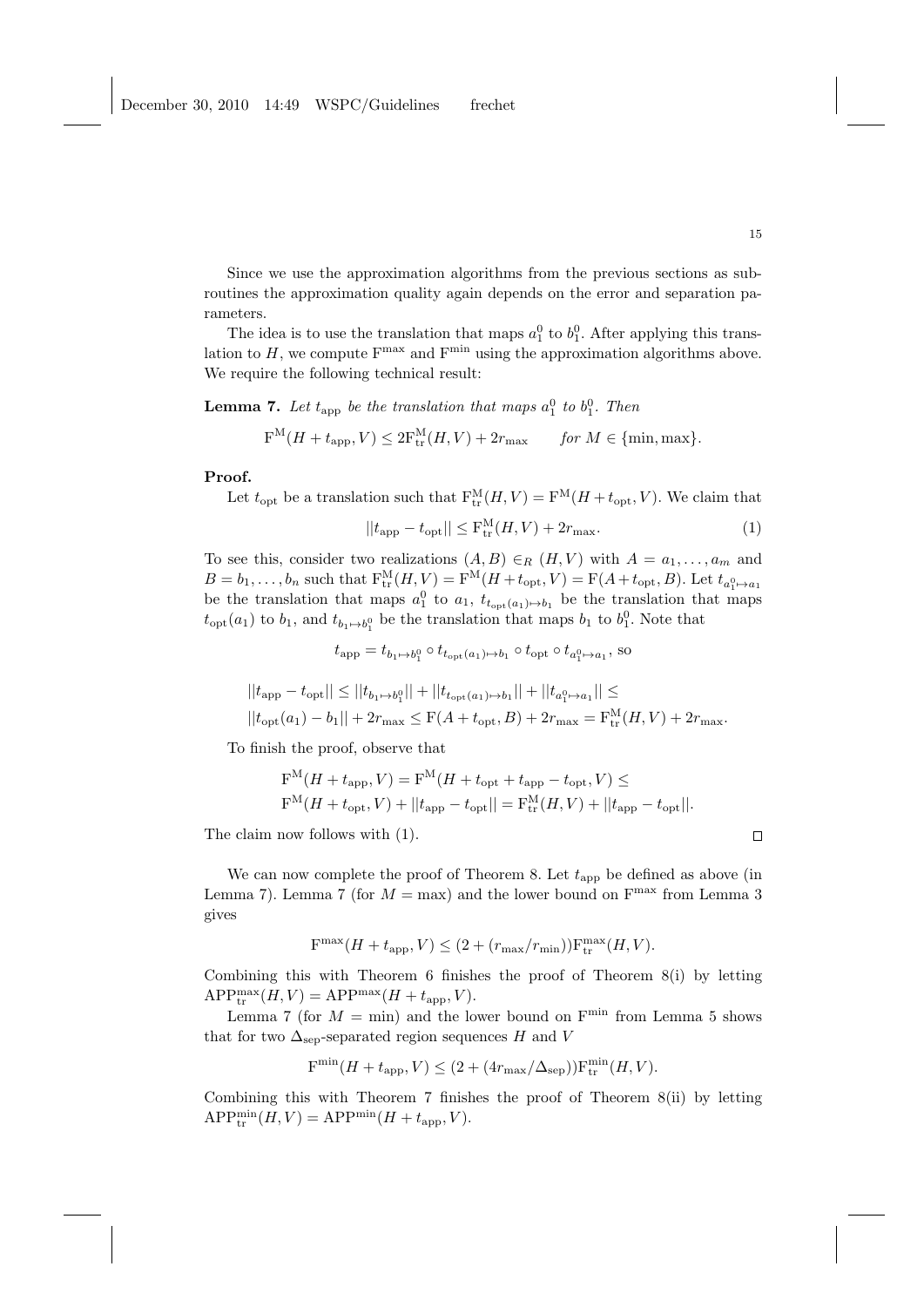Since we use the approximation algorithms from the previous sections as subroutines the approximation quality again depends on the error and separation parameters.

The idea is to use the translation that maps $a_1^0$ to $b_1^0$. After applying this translation to $H$, we compute $\mathrm{F}^{\max}$ and $\mathrm{F}^{\min}$ using the approximation algorithms above. We require the following technical result:

**Lemma 7.** *Let $t_{\mathrm{app}}$ be the translation that maps $a_1^0$ to $b_1^0$. Then*

$$\mathrm{F}^{\mathrm{M}}(H + t_{\mathrm{app}}, V) \leq 2\mathrm{F}^{\mathrm{M}}_{\mathrm{tr}}(H, V) + 2r_{\max} \qquad \textit{for } M \in \{\min, \max\}.$$

**Proof.**

Let $t_{\mathrm{opt}}$ be a translation such that $\mathrm{F}^{\mathrm{M}}_{\mathrm{tr}}(H, V) = \mathrm{F}^{\mathrm{M}}(H + t_{\mathrm{opt}}, V)$. We claim that

$$||t_{\mathrm{app}} - t_{\mathrm{opt}}|| \leq \mathrm{F}^{\mathrm{M}}_{\mathrm{tr}}(H, V) + 2r_{\max}. \tag{1}$$

To see this, consider two realizations $(A, B) \in_R (H, V)$ with $A = a_1, \ldots, a_m$ and $B = b_1, \ldots, b_n$ such that $\mathrm{F}^{\mathrm{M}}_{\mathrm{tr}}(H, V) = \mathrm{F}^{\mathrm{M}}(H + t_{\mathrm{opt}}, V) = \mathrm{F}(A + t_{\mathrm{opt}}, B)$. Let $t_{a_1^0 \mapsto a_1}$ be the translation that maps $a_1^0$ to $a_1$, $t_{t_{\mathrm{opt}}(a_1) \mapsto b_1}$ be the translation that maps $t_{\mathrm{opt}}(a_1)$ to $b_1$, and $t_{b_1 \mapsto b_1^0}$ be the translation that maps $b_1$ to $b_1^0$. Note that

$$t_{\mathrm{app}} = t_{b_1 \mapsto b_1^0} \circ t_{t_{\mathrm{opt}}(a_1) \mapsto b_1} \circ t_{\mathrm{opt}} \circ t_{a_1^0 \mapsto a_1}, \text{ so}$$

$$\begin{aligned}
&||t_{\mathrm{app}} - t_{\mathrm{opt}}|| \leq ||t_{b_1 \mapsto b_1^0}|| + ||t_{t_{\mathrm{opt}}(a_1) \mapsto b_1}|| + ||t_{a_1^0 \mapsto a_1}|| \leq \\
&||t_{\mathrm{opt}}(a_1) - b_1|| + 2r_{\max} \leq \mathrm{F}(A + t_{\mathrm{opt}}, B) + 2r_{\max} = \mathrm{F}^{\mathrm{M}}_{\mathrm{tr}}(H, V) + 2r_{\max}.
\end{aligned}$$

To finish the proof, observe that

$$\begin{aligned}
&\mathrm{F}^{\mathrm{M}}(H + t_{\mathrm{app}}, V) = \mathrm{F}^{\mathrm{M}}(H + t_{\mathrm{opt}} + t_{\mathrm{app}} - t_{\mathrm{opt}}, V) \leq \\
&\mathrm{F}^{\mathrm{M}}(H + t_{\mathrm{opt}}, V) + ||t_{\mathrm{app}} - t_{\mathrm{opt}}|| = \mathrm{F}^{\mathrm{M}}_{\mathrm{tr}}(H, V) + ||t_{\mathrm{app}} - t_{\mathrm{opt}}||.
\end{aligned}$$

The claim now follows with (1). $\square$

We can now complete the proof of Theorem 8. Let $t_{\mathrm{app}}$ be defined as above (in Lemma 7). Lemma 7 (for $M = \max$) and the lower bound on $\mathrm{F}^{\max}$ from Lemma 3 gives

$$\mathrm{F}^{\max}(H + t_{\mathrm{app}}, V) \leq (2 + (r_{\max}/r_{\min}))\mathrm{F}^{\max}_{\mathrm{tr}}(H, V).$$

Combining this with Theorem 6 finishes the proof of Theorem 8(i) by letting $\mathrm{APP}^{\max}_{\mathrm{tr}}(H, V) = \mathrm{APP}^{\max}(H + t_{\mathrm{app}}, V)$.

Lemma 7 (for $M = \min$) and the lower bound on $\mathrm{F}^{\min}$ from Lemma 5 shows that for two $\Delta_{\mathrm{sep}}$-separated region sequences $H$ and $V$

$$\mathrm{F}^{\min}(H + t_{\mathrm{app}}, V) \leq (2 + (4r_{\max}/\Delta_{\mathrm{sep}}))\mathrm{F}^{\min}_{\mathrm{tr}}(H, V).$$

Combining this with Theorem 7 finishes the proof of Theorem 8(ii) by letting $\mathrm{APP}^{\min}_{\mathrm{tr}}(H, V) = \mathrm{APP}^{\min}(H + t_{\mathrm{app}}, V)$.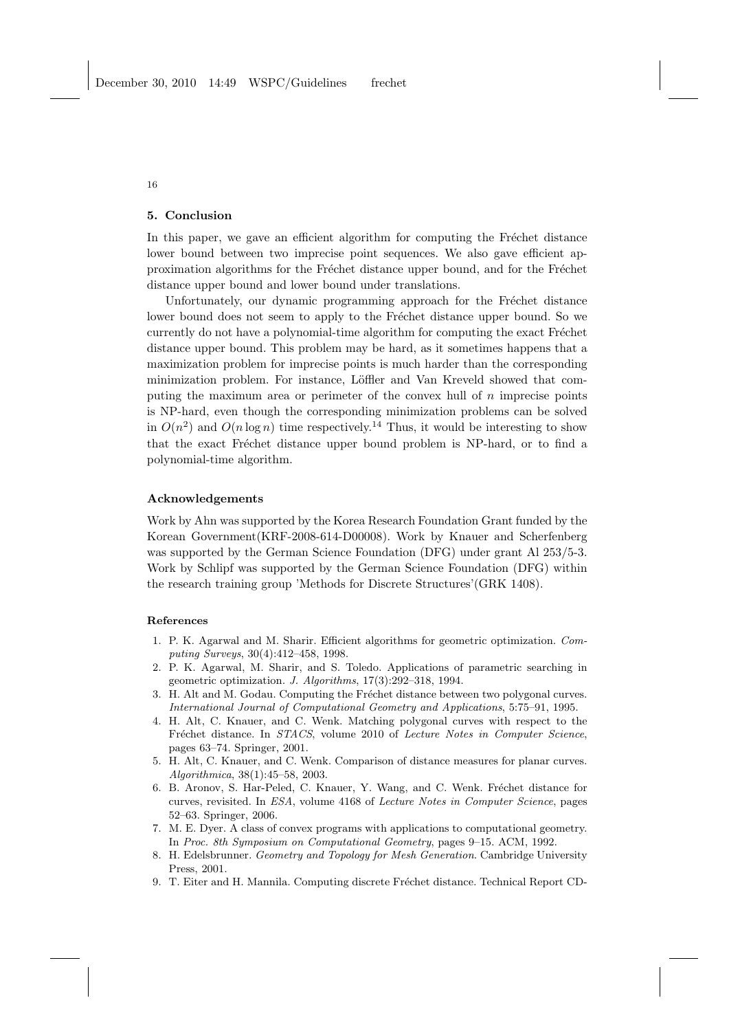## 5. Conclusion

In this paper, we gave an efficient algorithm for computing the Fréchet distance lower bound between two imprecise point sequences. We also gave efficient approximation algorithms for the Fréchet distance upper bound, and for the Fréchet distance upper bound and lower bound under translations.

Unfortunately, our dynamic programming approach for the Fréchet distance lower bound does not seem to apply to the Fréchet distance upper bound. So we currently do not have a polynomial-time algorithm for computing the exact Fréchet distance upper bound. This problem may be hard, as it sometimes happens that a maximization problem for imprecise points is much harder than the corresponding minimization problem. For instance, Löffler and Van Kreveld showed that computing the maximum area or perimeter of the convex hull of $n$ imprecise points is NP-hard, even though the corresponding minimization problems can be solved in $O(n^2)$ and $O(n \log n)$ time respectively.[14] Thus, it would be interesting to show that the exact Fréchet distance upper bound problem is NP-hard, or to find a polynomial-time algorithm.

### Acknowledgements

Work by Ahn was supported by the Korea Research Foundation Grant funded by the Korean Government(KRF-2008-614-D00008). Work by Knauer and Scherfenberg was supported by the German Science Foundation (DFG) under grant Al 253/5-3. Work by Schlipf was supported by the German Science Foundation (DFG) within the research training group 'Methods for Discrete Structures'(GRK 1408).

### References

1. P. K. Agarwal and M. Sharir. Efficient algorithms for geometric optimization. *Computing Surveys*, 30(4):412–458, 1998.
2. P. K. Agarwal, M. Sharir, and S. Toledo. Applications of parametric searching in geometric optimization. *J. Algorithms*, 17(3):292–318, 1994.
3. H. Alt and M. Godau. Computing the Fréchet distance between two polygonal curves. *International Journal of Computational Geometry and Applications*, 5:75–91, 1995.
4. H. Alt, C. Knauer, and C. Wenk. Matching polygonal curves with respect to the Fréchet distance. In *STACS*, volume 2010 of *Lecture Notes in Computer Science*, pages 63–74. Springer, 2001.
5. H. Alt, C. Knauer, and C. Wenk. Comparison of distance measures for planar curves. *Algorithmica*, 38(1):45–58, 2003.
6. B. Aronov, S. Har-Peled, C. Knauer, Y. Wang, and C. Wenk. Fréchet distance for curves, revisited. In *ESA*, volume 4168 of *Lecture Notes in Computer Science*, pages 52–63. Springer, 2006.
7. M. E. Dyer. A class of convex programs with applications to computational geometry. In *Proc. 8th Symposium on Computational Geometry*, pages 9–15. ACM, 1992.
8. H. Edelsbrunner. *Geometry and Topology for Mesh Generation*. Cambridge University Press, 2001.
9. T. Eiter and H. Mannila. Computing discrete Fréchet distance. Technical Report CD-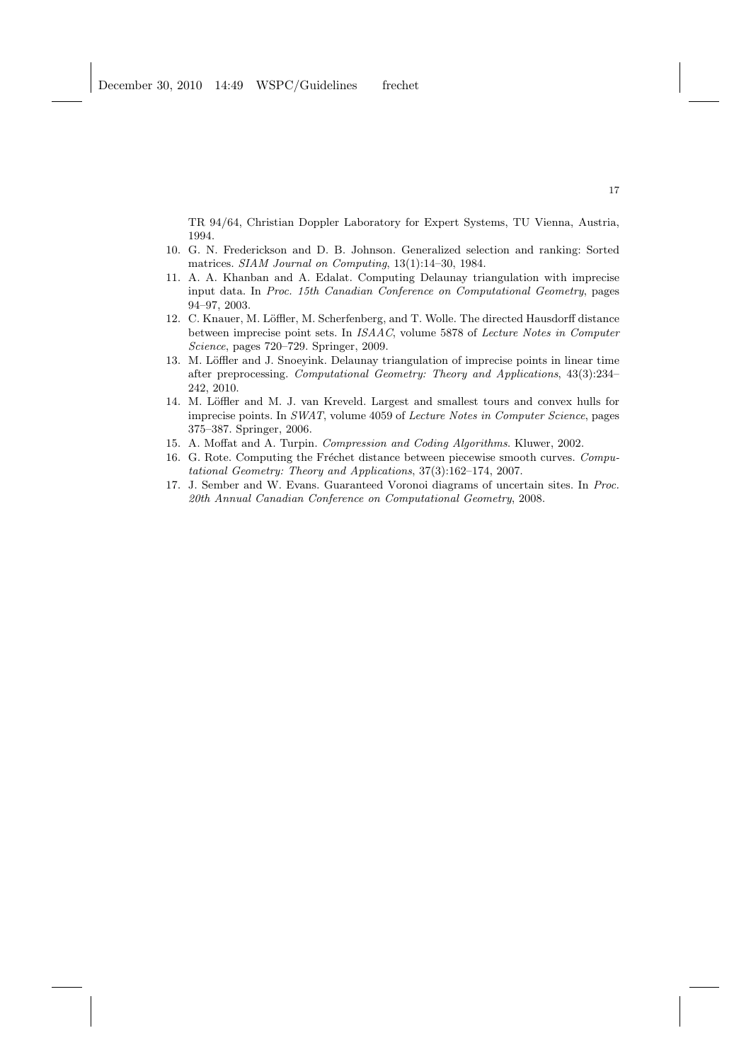TR 94/64, Christian Doppler Laboratory for Expert Systems, TU Vienna, Austria, 1994.

10. G. N. Frederickson and D. B. Johnson. Generalized selection and ranking: Sorted matrices. *SIAM Journal on Computing*, 13(1):14–30, 1984.
11. A. A. Khanban and A. Edalat. Computing Delaunay triangulation with imprecise input data. In *Proc. 15th Canadian Conference on Computational Geometry*, pages 94–97, 2003.
12. C. Knauer, M. Löffler, M. Scherfenberg, and T. Wolle. The directed Hausdorff distance between imprecise point sets. In *ISAAC*, volume 5878 of *Lecture Notes in Computer Science*, pages 720–729. Springer, 2009.
13. M. Löffler and J. Snoeyink. Delaunay triangulation of imprecise points in linear time after preprocessing. *Computational Geometry: Theory and Applications*, 43(3):234–242, 2010.
14. M. Löffler and M. J. van Kreveld. Largest and smallest tours and convex hulls for imprecise points. In *SWAT*, volume 4059 of *Lecture Notes in Computer Science*, pages 375–387. Springer, 2006.
15. A. Moffat and A. Turpin. *Compression and Coding Algorithms*. Kluwer, 2002.
16. G. Rote. Computing the Fréchet distance between piecewise smooth curves. *Computational Geometry: Theory and Applications*, 37(3):162–174, 2007.
17. J. Sember and W. Evans. Guaranteed Voronoi diagrams of uncertain sites. In *Proc. 20th Annual Canadian Conference on Computational Geometry*, 2008.